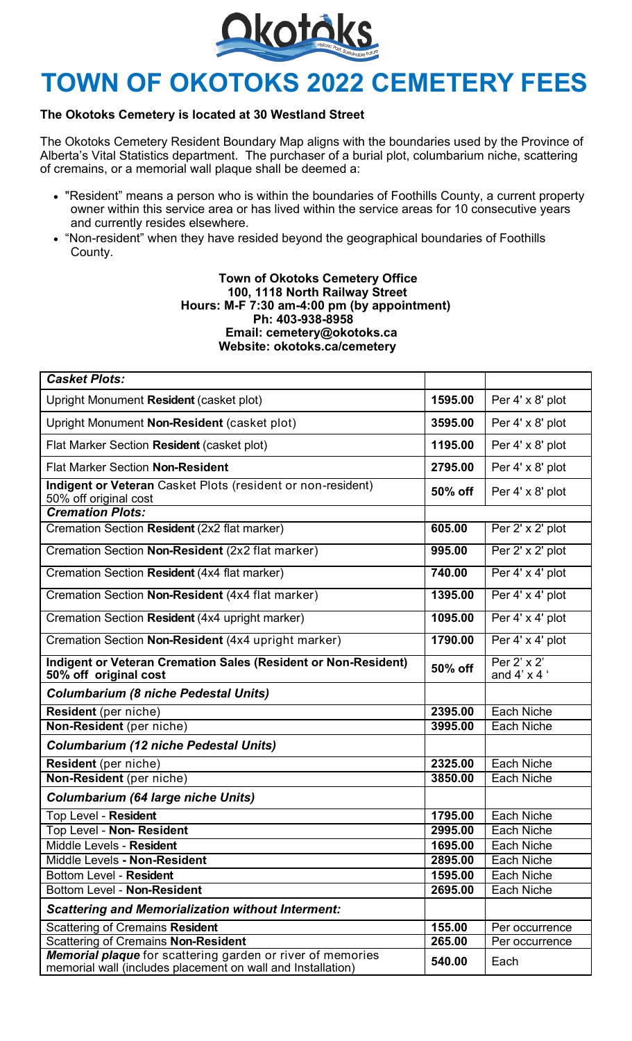# TOWN OF OKOTOKS 2022 CEMETERY FEES

**The Okotoks Cemetery is located at 30 Westland Street**

The Okotoks Cemetery Resident Boundary Map aligns with the boundaries used by the Province of Alberta's Vital Statistics department. The purchaser of a burial plot, columbarium niche, scattering of cremains, or a memorial wall plaque shall be deemed a:

- "Resident" means a person who is within the boundaries of Foothills County, a current property owner within this service area or has lived within the service areas for 10 consecutive years and currently resides elsewhere.
- "Non-resident" when they have resided beyond the geographical boundaries of Foothills County.

**Town of Okotoks Cemetery Office**
**100, 1118 North Railway Street**
**Hours: M-F 7:30 am-4:00 pm (by appointment)**
**Ph: 403-938-8958**
**Email: cemetery@okotoks.ca**
**Website: okotoks.ca/cemetery**

| ***Casket Plots:*** | | |
|---|---|---|
| Upright Monument **Resident** (casket plot) | **1595.00** | Per 4' x 8' plot |
| Upright Monument **Non-Resident** (casket plot) | **3595.00** | Per 4' x 8' plot |
| Flat Marker Section **Resident** (casket plot) | **1195.00** | Per 4' x 8' plot |
| Flat Marker Section **Non-Resident** | **2795.00** | Per 4' x 8' plot |
| **Indigent or Veteran** Casket Plots (resident or non-resident) 50% off original cost | **50% off** | Per 4' x 8' plot |
| ***Cremation Plots:*** | | |
| Cremation Section **Resident** (2x2 flat marker) | **605.00** | Per 2' x 2' plot |
| Cremation Section **Non-Resident** (2x2 flat marker) | **995.00** | Per 2' x 2' plot |
| Cremation Section **Resident** (4x4 flat marker) | **740.00** | Per 4' x 4' plot |
| Cremation Section **Non-Resident** (4x4 flat marker) | **1395.00** | Per 4' x 4' plot |
| Cremation Section **Resident** (4x4 upright marker) | **1095.00** | Per 4' x 4' plot |
| Cremation Section **Non-Resident** (4x4 upright marker) | **1790.00** | Per 4' x 4' plot |
| **Indigent or Veteran Cremation Sales (Resident or Non-Resident) 50% off original cost** | **50% off** | Per 2' x 2' and 4' x 4 ' |
| ***Columbarium (8 niche Pedestal Units)*** | | |
| **Resident** (per niche) | **2395.00** | Each Niche |
| **Non-Resident** (per niche) | **3995.00** | Each Niche |
| ***Columbarium (12 niche Pedestal Units)*** | | |
| **Resident** (per niche) | **2325.00** | Each Niche |
| **Non-Resident** (per niche) | **3850.00** | Each Niche |
| ***Columbarium (64 large niche Units)*** | | |
| Top Level - **Resident** | **1795.00** | Each Niche |
| Top Level - **Non- Resident** | **2995.00** | Each Niche |
| Middle Levels - **Resident** | **1695.00** | Each Niche |
| Middle Levels **- Non-Resident** | **2895.00** | Each Niche |
| Bottom Level - **Resident** | **1595.00** | Each Niche |
| Bottom Level - **Non-Resident** | **2695.00** | Each Niche |
| ***Scattering and Memorialization without Interment:*** | | |
| Scattering of Cremains **Resident** | **155.00** | Per occurrence |
| Scattering of Cremains **Non-Resident** | **265.00** | Per occurrence |
| ***Memorial plaque*** for scattering garden or river of memories memorial wall (includes placement on wall and Installation) | **540.00** | Each |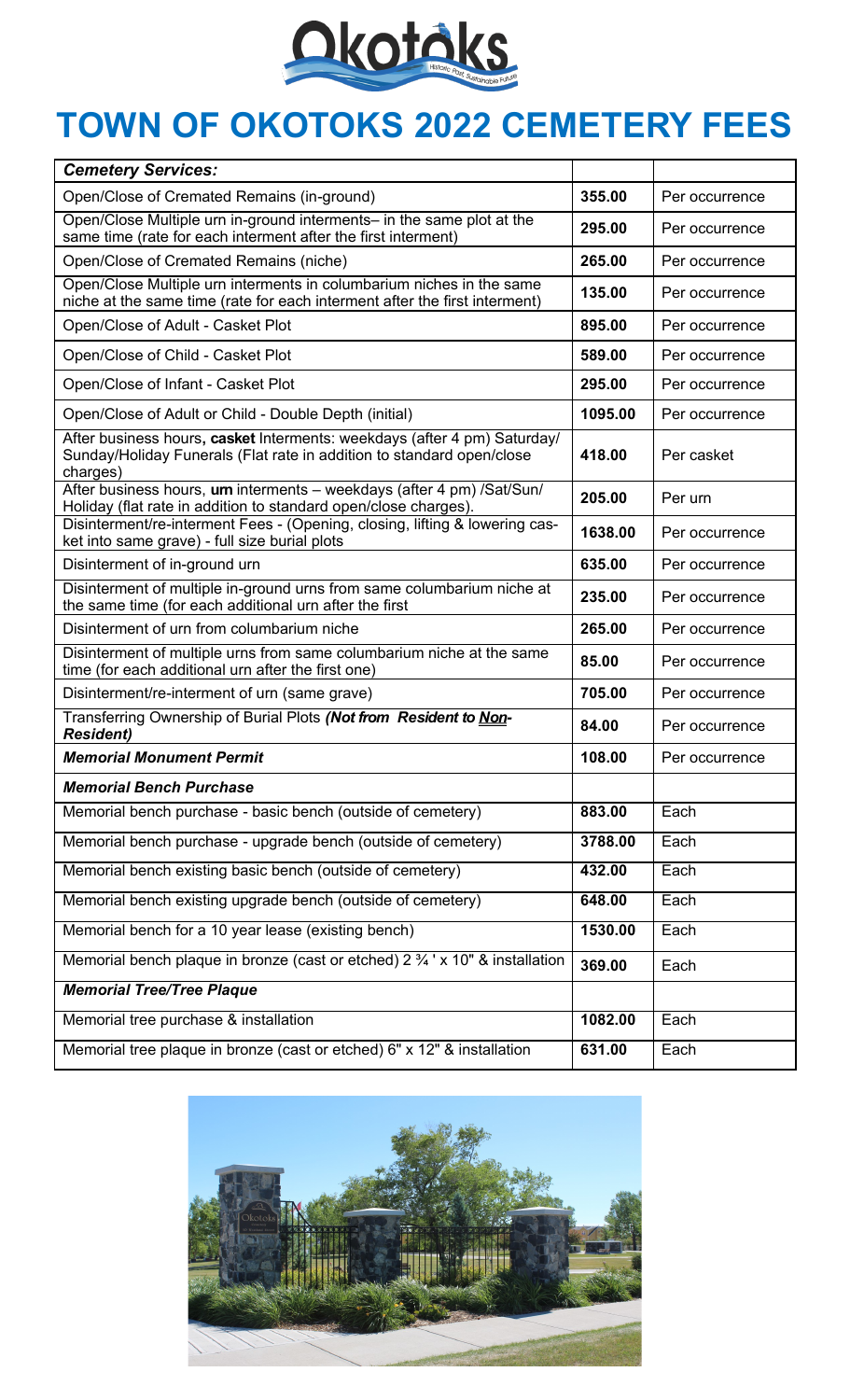# TOWN OF OKOTOKS 2022 CEMETERY FEES

| | | |
|---|---|---|
| ***Cemetery Services:*** | | |
| Open/Close of Cremated Remains (in-ground) | **355.00** | Per occurrence |
| Open/Close Multiple urn in-ground interments– in the same plot at the same time (rate for each interment after the first interment) | **295.00** | Per occurrence |
| Open/Close of Cremated Remains (niche) | **265.00** | Per occurrence |
| Open/Close Multiple urn interments in columbarium niches in the same niche at the same time (rate for each interment after the first interment) | **135.00** | Per occurrence |
| Open/Close of Adult - Casket Plot | **895.00** | Per occurrence |
| Open/Close of Child - Casket Plot | **589.00** | Per occurrence |
| Open/Close of Infant - Casket Plot | **295.00** | Per occurrence |
| Open/Close of Adult or Child - Double Depth (initial) | **1095.00** | Per occurrence |
| After business hours, **casket** Interments: weekdays (after 4 pm) Saturday/ Sunday/Holiday Funerals (Flat rate in addition to standard open/close charges) | **418.00** | Per casket |
| After business hours, **urn** interments – weekdays (after 4 pm) /Sat/Sun/ Holiday (flat rate in addition to standard open/close charges). | **205.00** | Per urn |
| Disinterment/re-interment Fees - (Opening, closing, lifting & lowering casket into same grave) - full size burial plots | **1638.00** | Per occurrence |
| Disinterment of in-ground urn | **635.00** | Per occurrence |
| Disinterment of multiple in-ground urns from same columbarium niche at the same time (for each additional urn after the first | **235.00** | Per occurrence |
| Disinterment of urn from columbarium niche | **265.00** | Per occurrence |
| Disinterment of multiple urns from same columbarium niche at the same time (for each additional urn after the first one) | **85.00** | Per occurrence |
| Disinterment/re-interment of urn (same grave) | **705.00** | Per occurrence |
| Transferring Ownership of Burial Plots ***(Not from Resident to Non-Resident)*** | **84.00** | Per occurrence |
| ***Memorial Monument Permit*** | **108.00** | Per occurrence |
| ***Memorial Bench Purchase*** | | |
| Memorial bench purchase - basic bench (outside of cemetery) | **883.00** | Each |
| Memorial bench purchase - upgrade bench (outside of cemetery) | **3788.00** | Each |
| Memorial bench existing basic bench (outside of cemetery) | **432.00** | Each |
| Memorial bench existing upgrade bench (outside of cemetery) | **648.00** | Each |
| Memorial bench for a 10 year lease (existing bench) | **1530.00** | Each |
| Memorial bench plaque in bronze (cast or etched) 2 ¾ ' x 10" & installation | **369.00** | Each |
| ***Memorial Tree/Tree Plaque*** | | |
| Memorial tree purchase & installation | **1082.00** | Each |
| Memorial tree plaque in bronze (cast or etched) 6" x 12" & installation | **631.00** | Each |